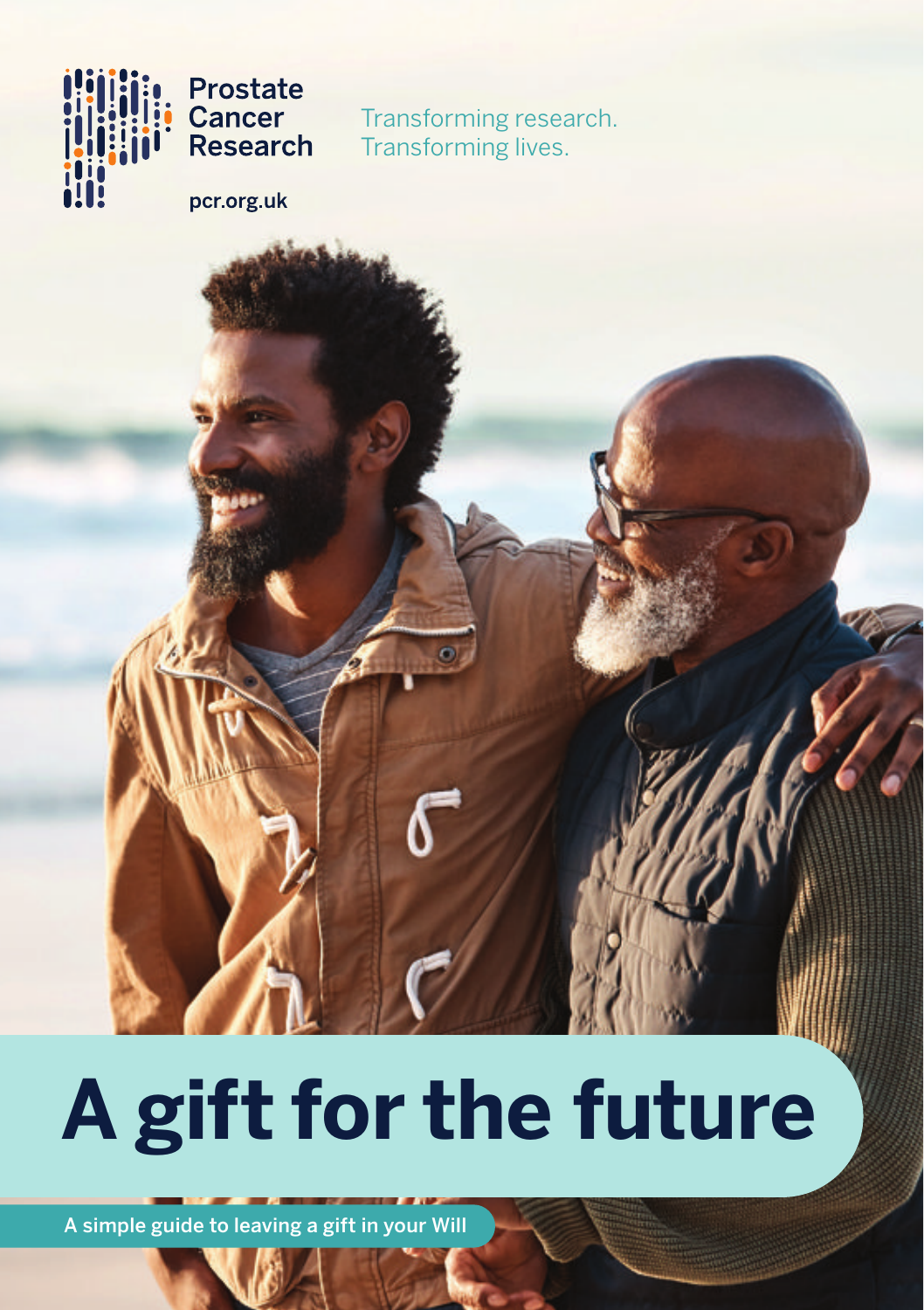Prostate Cancer Research

Transforming research.
Transforming lives.

pcr.org.uk

# A gift for the future

A simple guide to leaving a gift in your Will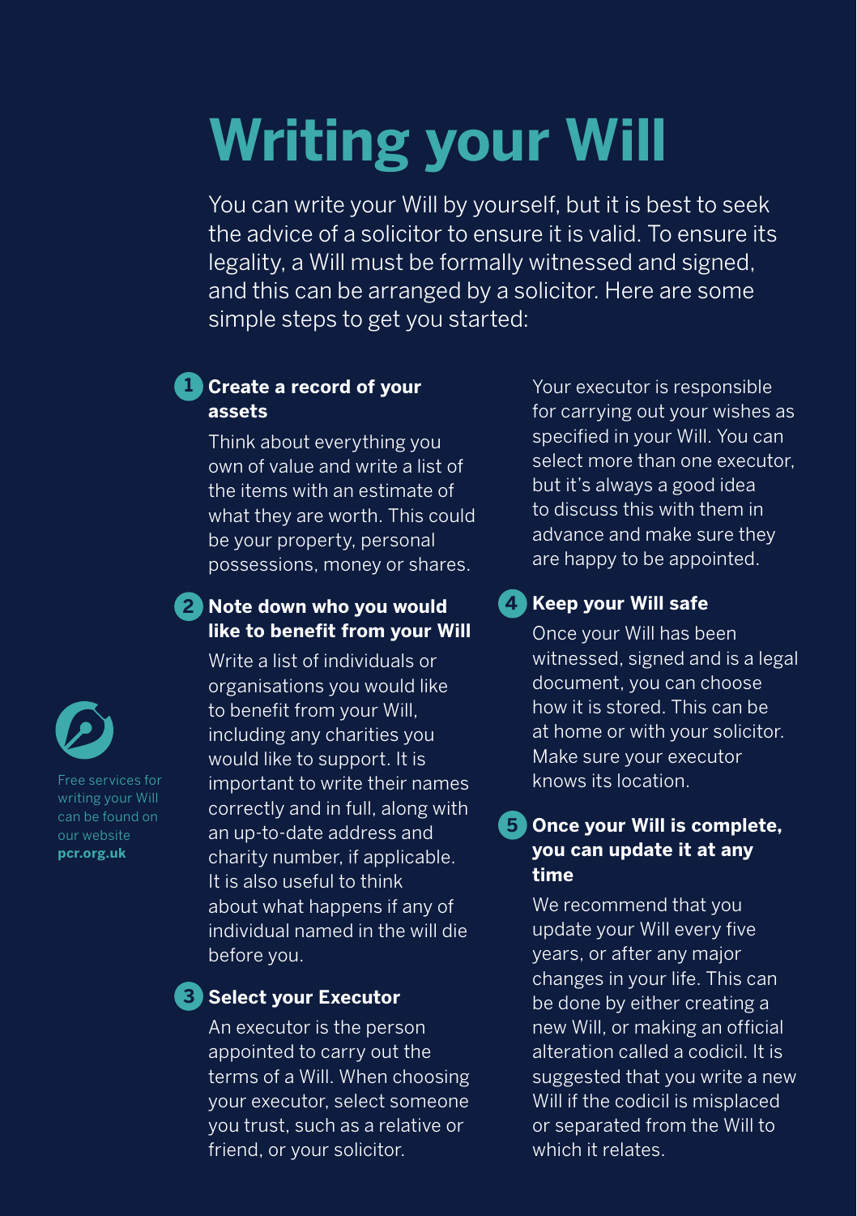# Writing your Will

You can write your Will by yourself, but it is best to seek the advice of a solicitor to ensure it is valid. To ensure its legality, a Will must be formally witnessed and signed, and this can be arranged by a solicitor. Here are some simple steps to get you started:

### 1 Create a record of your assets

Think about everything you own of value and write a list of the items with an estimate of what they are worth. This could be your property, personal possessions, money or shares.

### 2 Note down who you would like to benefit from your Will

Write a list of individuals or organisations you would like to benefit from your Will, including any charities you would like to support. It is important to write their names correctly and in full, along with an up-to-date address and charity number, if applicable. It is also useful to think about what happens if any of individual named in the will die before you.

### 3 Select your Executor

An executor is the person appointed to carry out the terms of a Will. When choosing your executor, select someone you trust, such as a relative or friend, or your solicitor.

Your executor is responsible for carrying out your wishes as specified in your Will. You can select more than one executor, but it's always a good idea to discuss this with them in advance and make sure they are happy to be appointed.

### 4 Keep your Will safe

Once your Will has been witnessed, signed and is a legal document, you can choose how it is stored. This can be at home or with your solicitor. Make sure your executor knows its location.

### 5 Once your Will is complete, you can update it at any time

We recommend that you update your Will every five years, or after any major changes in your life. This can be done by either creating a new Will, or making an official alteration called a codicil. It is suggested that you write a new Will if the codicil is misplaced or separated from the Will to which it relates.

Free services for writing your Will can be found on our website **pcr.org.uk**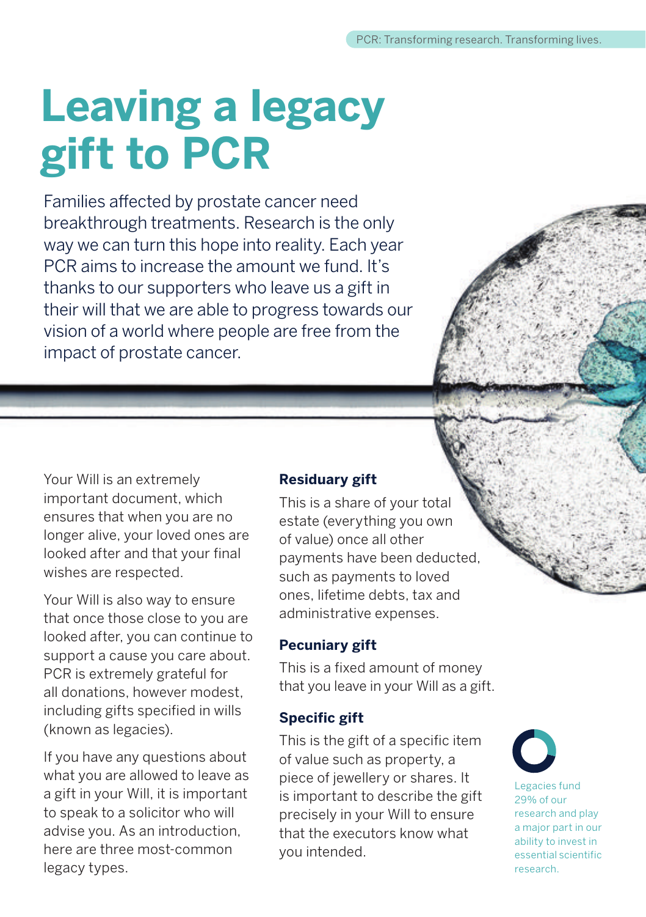# Leaving a legacy gift to PCR

Families affected by prostate cancer need breakthrough treatments. Research is the only way we can turn this hope into reality. Each year PCR aims to increase the amount we fund. It's thanks to our supporters who leave us a gift in their will that we are able to progress towards our vision of a world where people are free from the impact of prostate cancer.

Your Will is an extremely important document, which ensures that when you are no longer alive, your loved ones are looked after and that your final wishes are respected.

Your Will is also way to ensure that once those close to you are looked after, you can continue to support a cause you care about. PCR is extremely grateful for all donations, however modest, including gifts specified in wills (known as legacies).

If you have any questions about what you are allowed to leave as a gift in your Will, it is important to speak to a solicitor who will advise you. As an introduction, here are three most-common legacy types.

### Residuary gift

This is a share of your total estate (everything you own of value) once all other payments have been deducted, such as payments to loved ones, lifetime debts, tax and administrative expenses.

### Pecuniary gift

This is a fixed amount of money that you leave in your Will as a gift.

### Specific gift

This is the gift of a specific item of value such as property, a piece of jewellery or shares. It is important to describe the gift precisely in your Will to ensure that the executors know what you intended.

Legacies fund 29% of our research and play a major part in our ability to invest in essential scientific research.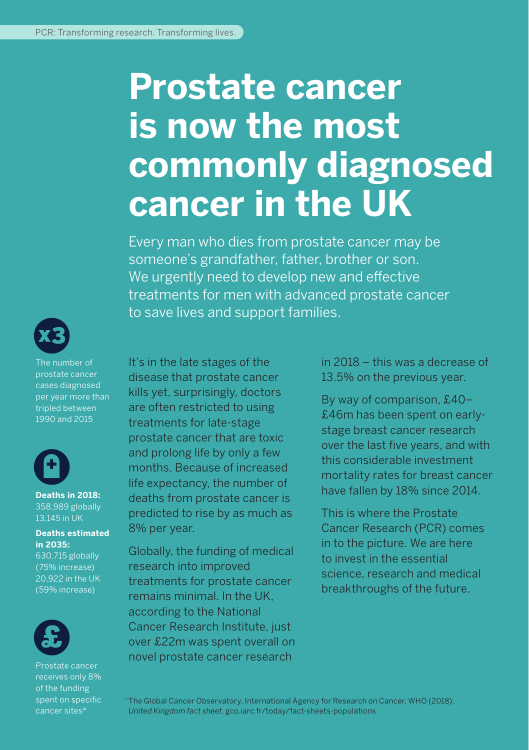# Prostate cancer is now the most commonly diagnosed cancer in the UK

Every man who dies from prostate cancer may be someone's grandfather, father, brother or son. We urgently need to develop new and effective treatments for men with advanced prostate cancer to save lives and support families.

**x3**

The number of prostate cancer cases diagnosed per year more than tripled between 1990 and 2015

**Deaths in 2018:**
358,989 globally
13,145 in UK

**Deaths estimated in 2035:**
630,715 globally (75% increase)
20,922 in the UK (59% increase)

Prostate cancer receives only 8% of the funding spent on specific cancer sites*

It's in the late stages of the disease that prostate cancer kills yet, surprisingly, doctors are often restricted to using treatments for late-stage prostate cancer that are toxic and prolong life by only a few months. Because of increased life expectancy, the number of deaths from prostate cancer is predicted to rise by as much as 8% per year.

Globally, the funding of medical research into improved treatments for prostate cancer remains minimal. In the UK, according to the National Cancer Research Institute, just over £22m was spent overall on novel prostate cancer research in 2018 – this was a decrease of 13.5% on the previous year.

By way of comparison, £40–£46m has been spent on early-stage breast cancer research over the last five years, and with this considerable investment mortality rates for breast cancer have fallen by 18% since 2014.

This is where the Prostate Cancer Research (PCR) comes in to the picture. We are here to invest in the essential science, research and medical breakthroughs of the future.

*The Global Cancer Observatory, International Agency for Research on Cancer, WHO (2018). *United Kingdom fact sheet*. gco.iarc.fr/today/fact-sheets-populations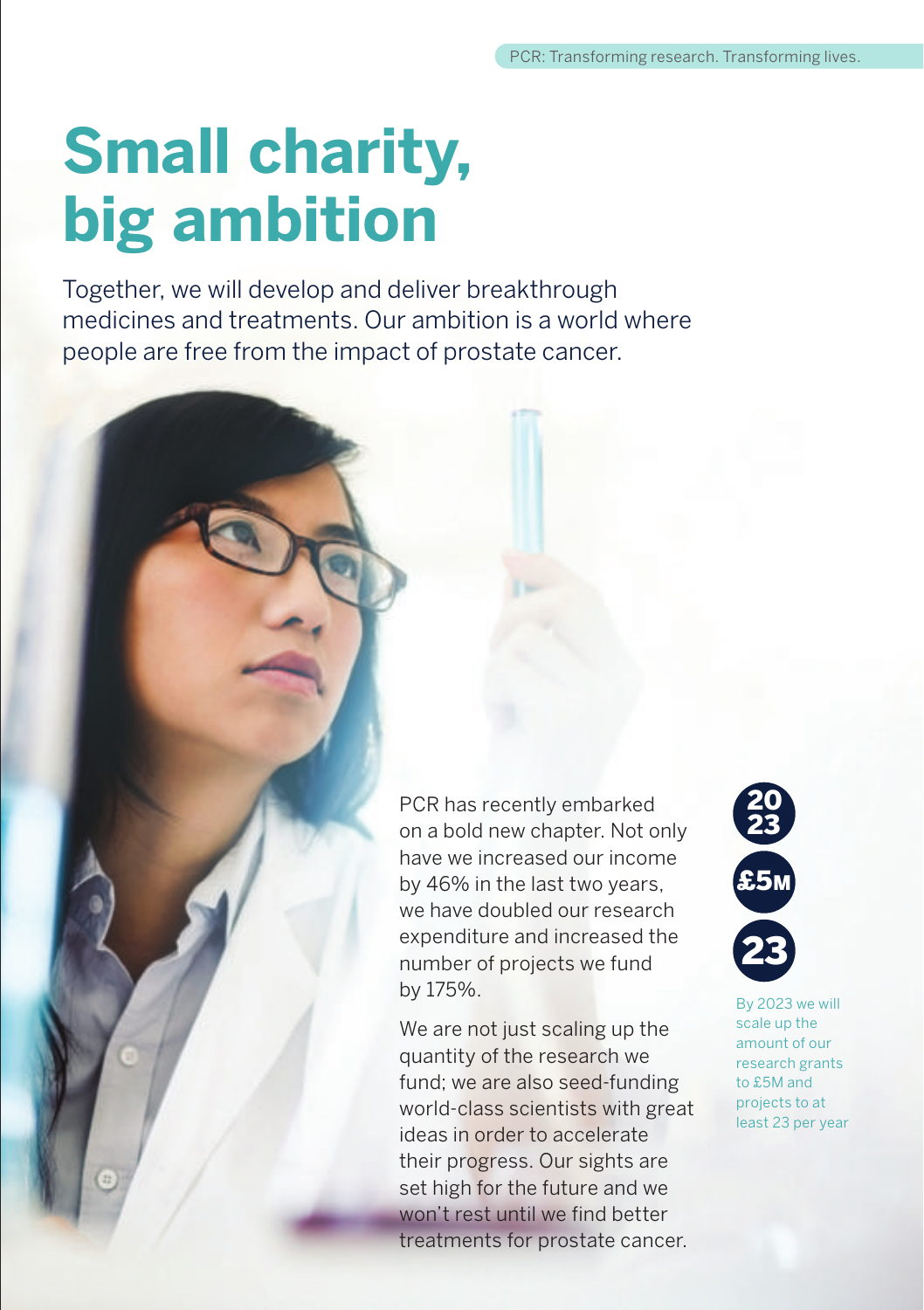# Small charity, big ambition

Together, we will develop and deliver breakthrough medicines and treatments. Our ambition is a world where people are free from the impact of prostate cancer.

PCR has recently embarked on a bold new chapter. Not only have we increased our income by 46% in the last two years, we have doubled our research expenditure and increased the number of projects we fund by 175%.

We are not just scaling up the quantity of the research we fund; we are also seed-funding world-class scientists with great ideas in order to accelerate their progress. Our sights are set high for the future and we won't rest until we find better treatments for prostate cancer.

2023

£5M

23

By 2023 we will scale up the amount of our research grants to £5M and projects to at least 23 per year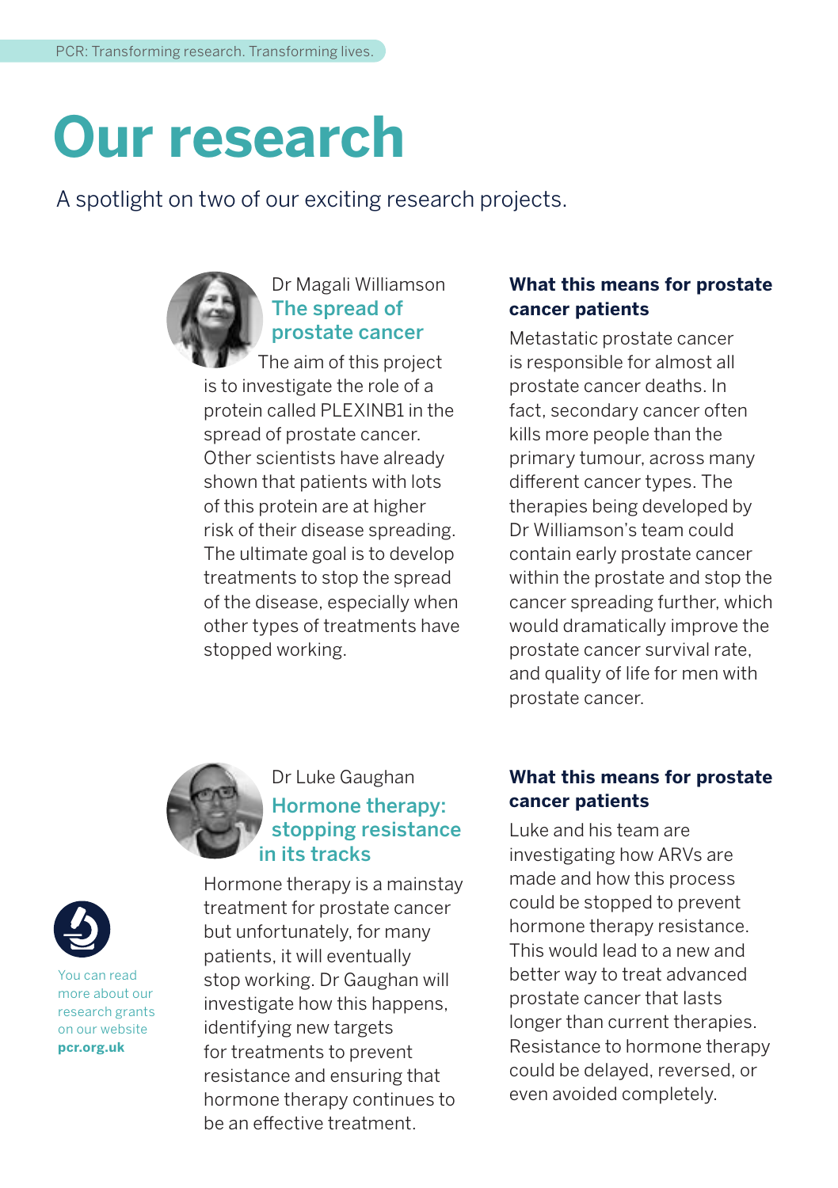# Our research

A spotlight on two of our exciting research projects.

Dr Magali Williamson

## The spread of prostate cancer

The aim of this project is to investigate the role of a protein called PLEXINB1 in the spread of prostate cancer. Other scientists have already shown that patients with lots of this protein are at higher risk of their disease spreading. The ultimate goal is to develop treatments to stop the spread of the disease, especially when other types of treatments have stopped working.

### What this means for prostate cancer patients

Metastatic prostate cancer is responsible for almost all prostate cancer deaths. In fact, secondary cancer often kills more people than the primary tumour, across many different cancer types. The therapies being developed by Dr Williamson's team could contain early prostate cancer within the prostate and stop the cancer spreading further, which would dramatically improve the prostate cancer survival rate, and quality of life for men with prostate cancer.

Dr Luke Gaughan

## Hormone therapy: stopping resistance in its tracks

Hormone therapy is a mainstay treatment for prostate cancer but unfortunately, for many patients, it will eventually stop working. Dr Gaughan will investigate how this happens, identifying new targets for treatments to prevent resistance and ensuring that hormone therapy continues to be an effective treatment.

### What this means for prostate cancer patients

Luke and his team are investigating how ARVs are made and how this process could be stopped to prevent hormone therapy resistance. This would lead to a new and better way to treat advanced prostate cancer that lasts longer than current therapies. Resistance to hormone therapy could be delayed, reversed, or even avoided completely.

You can read more about our research grants on our website **pcr.org.uk**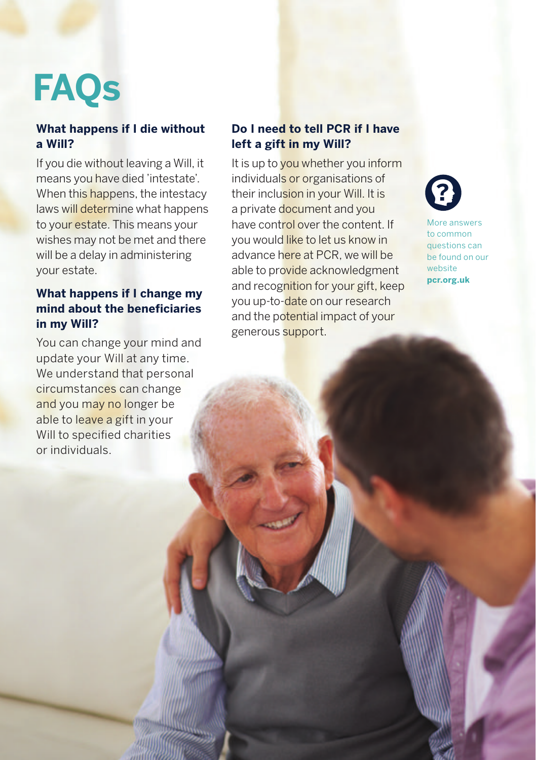# FAQs

### What happens if I die without a Will?

If you die without leaving a Will, it means you have died 'intestate'. When this happens, the intestacy laws will determine what happens to your estate. This means your wishes may not be met and there will be a delay in administering your estate.

### What happens if I change my mind about the beneficiaries in my Will?

You can change your mind and update your Will at any time. We understand that personal circumstances can change and you may no longer be able to leave a gift in your Will to specified charities or individuals.

### Do I need to tell PCR if I have left a gift in my Will?

It is up to you whether you inform individuals or organisations of their inclusion in your Will. It is a private document and you have control over the content. If you would like to let us know in advance here at PCR, we will be able to provide acknowledgment and recognition for your gift, keep you up-to-date on our research and the potential impact of your generous support.

More answers to common questions can be found on our website **pcr.org.uk**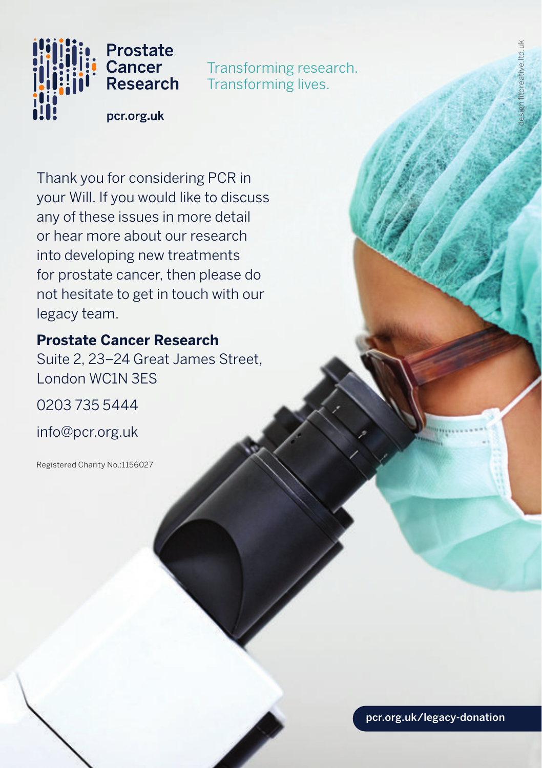Prostate Cancer Research

pcr.org.uk

Transforming research.
Transforming lives.

Thank you for considering PCR in your Will. If you would like to discuss any of these issues in more detail or hear more about our research into developing new treatments for prostate cancer, then please do not hesitate to get in touch with our legacy team.

**Prostate Cancer Research**
Suite 2, 23–24 Great James Street,
London WC1N 3ES

0203 735 5444

info@pcr.org.uk

Registered Charity No.:1156027

pcr.org.uk/legacy-donation

design fitcreative.ltd.uk